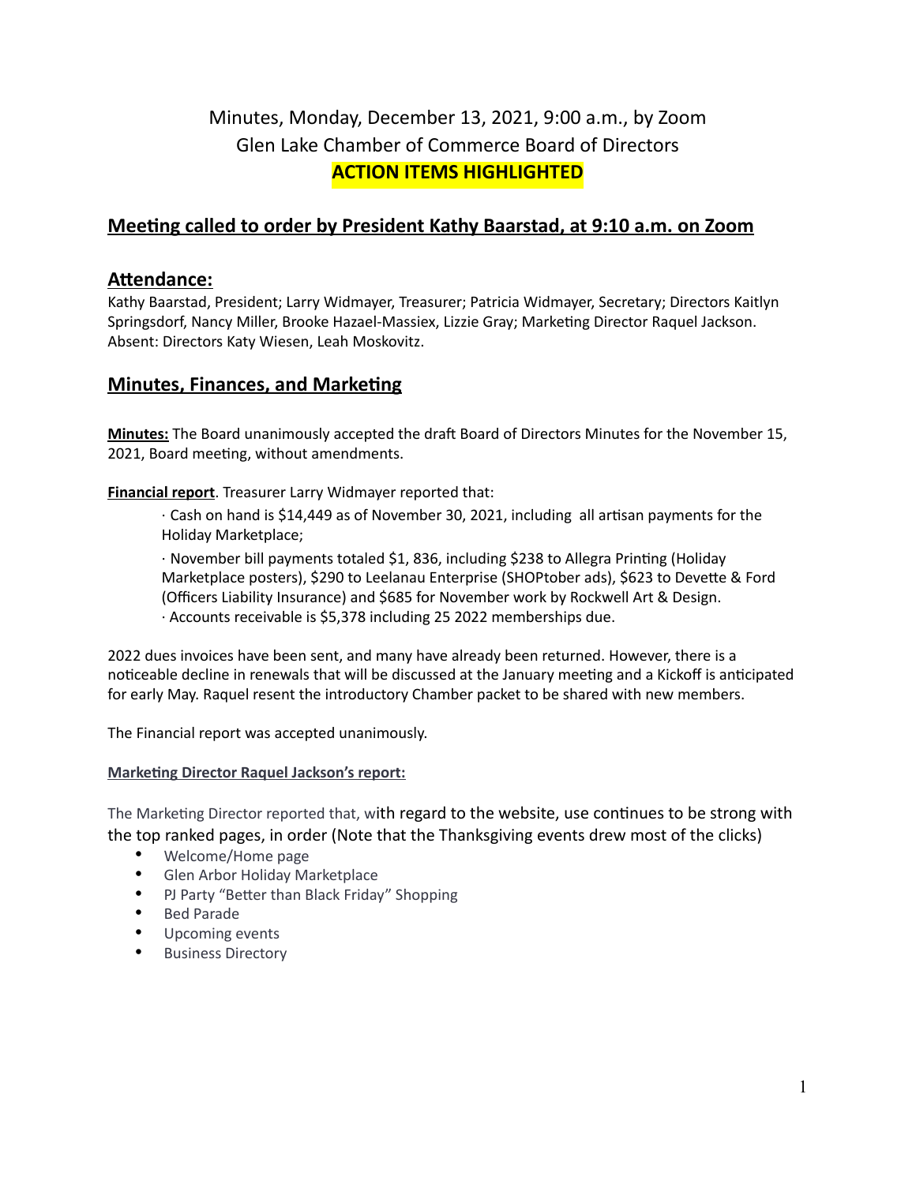# Minutes, Monday, December 13, 2021, 9:00 a.m., by Zoom
# Glen Lake Chamber of Commerce Board of Directors
# ACTION ITEMS HIGHLIGHTED

## Meeting called to order by President Kathy Baarstad, at 9:10 a.m. on Zoom

## Attendance:

Kathy Baarstad, President; Larry Widmayer, Treasurer; Patricia Widmayer, Secretary; Directors Kaitlyn Springsdorf, Nancy Miller, Brooke Hazael-Massiex, Lizzie Gray; Marketing Director Raquel Jackson. Absent: Directors Katy Wiesen, Leah Moskovitz.

## Minutes, Finances, and Marketing

**Minutes:** The Board unanimously accepted the draft Board of Directors Minutes for the November 15, 2021, Board meeting, without amendments.

**Financial report**. Treasurer Larry Widmayer reported that:

· Cash on hand is $14,449 as of November 30, 2021, including all artisan payments for the Holiday Marketplace;

· November bill payments totaled $1, 836, including $238 to Allegra Printing (Holiday Marketplace posters), $290 to Leelanau Enterprise (SHOPtober ads), $623 to Devette & Ford (Officers Liability Insurance) and $685 for November work by Rockwell Art & Design.

· Accounts receivable is $5,378 including 25 2022 memberships due.

2022 dues invoices have been sent, and many have already been returned. However, there is a noticeable decline in renewals that will be discussed at the January meeting and a Kickoff is anticipated for early May. Raquel resent the introductory Chamber packet to be shared with new members.

The Financial report was accepted unanimously.

**Marketing Director Raquel Jackson's report:**

The Marketing Director reported that, with regard to the website, use continues to be strong with the top ranked pages, in order (Note that the Thanksgiving events drew most of the clicks)

- Welcome/Home page
- Glen Arbor Holiday Marketplace
- PJ Party "Better than Black Friday" Shopping
- Bed Parade
- Upcoming events
- Business Directory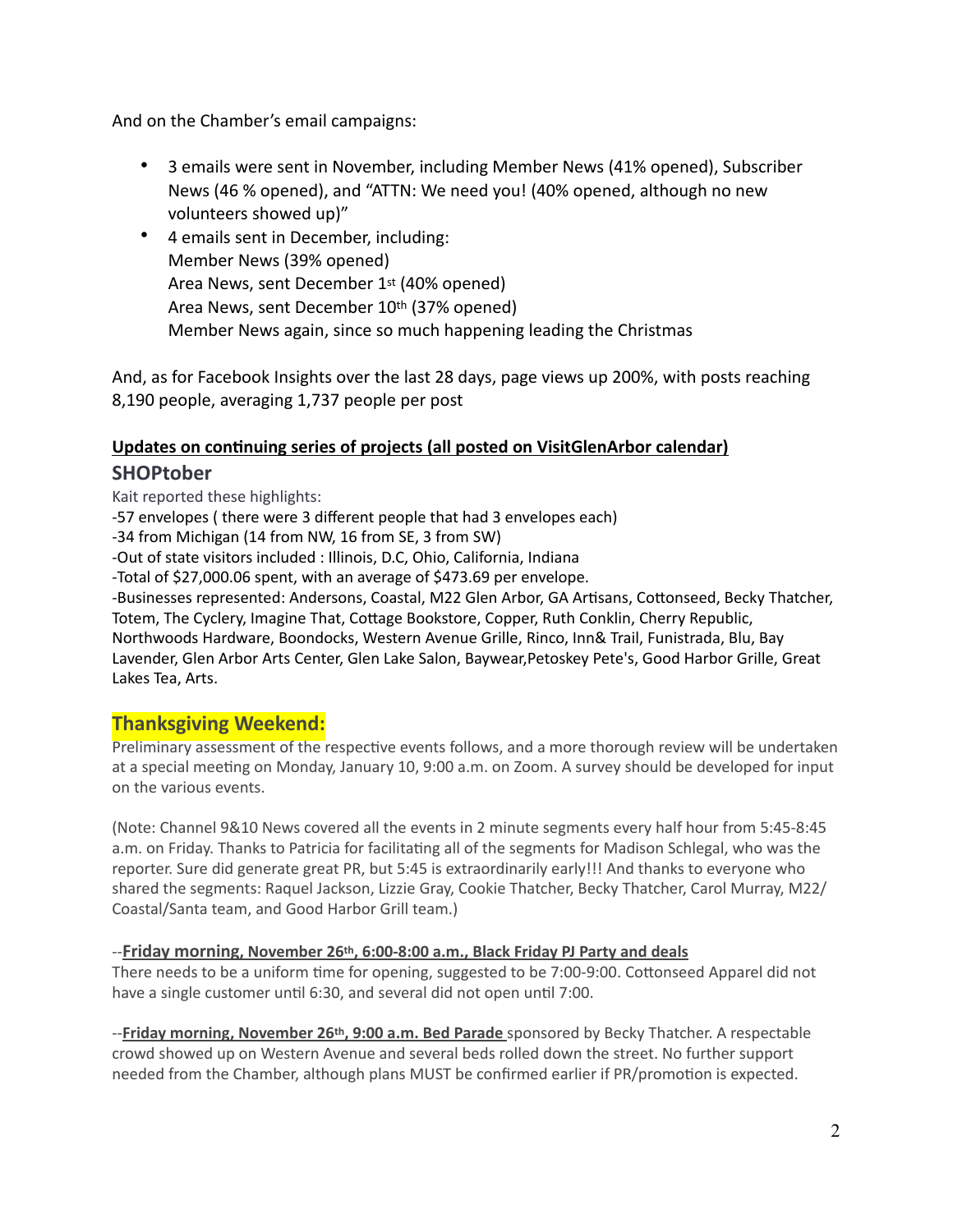And on the Chamber's email campaigns:

- 3 emails were sent in November, including Member News (41% opened), Subscriber News (46 % opened), and "ATTN: We need you! (40% opened, although no new volunteers showed up)"
- 4 emails sent in December, including:
  Member News (39% opened)
  Area News, sent December 1st (40% opened)
  Area News, sent December 10th (37% opened)
  Member News again, since so much happening leading the Christmas

And, as for Facebook Insights over the last 28 days, page views up 200%, with posts reaching 8,190 people, averaging 1,737 people per post

**Updates on continuing series of projects (all posted on VisitGlenArbor calendar)**

## SHOPtober

Kait reported these highlights:
-57 envelopes ( there were 3 different people that had 3 envelopes each)
-34 from Michigan (14 from NW, 16 from SE, 3 from SW)
-Out of state visitors included : Illinois, D.C, Ohio, California, Indiana
-Total of $27,000.06 spent, with an average of $473.69 per envelope.
-Businesses represented: Andersons, Coastal, M22 Glen Arbor, GA Artisans, Cottonseed, Becky Thatcher, Totem, The Cyclery, Imagine That, Cottage Bookstore, Copper, Ruth Conklin, Cherry Republic, Northwoods Hardware, Boondocks, Western Avenue Grille, Rinco, Inn& Trail, Funistrada, Blu, Bay Lavender, Glen Arbor Arts Center, Glen Lake Salon, Baywear,Petoskey Pete's, Good Harbor Grille, Great Lakes Tea, Arts.

## Thanksgiving Weekend:

Preliminary assessment of the respective events follows, and a more thorough review will be undertaken at a special meeting on Monday, January 10, 9:00 a.m. on Zoom. A survey should be developed for input on the various events.

(Note: Channel 9&10 News covered all the events in 2 minute segments every half hour from 5:45-8:45 a.m. on Friday. Thanks to Patricia for facilitating all of the segments for Madison Schlegal, who was the reporter. Sure did generate great PR, but 5:45 is extraordinarily early!!! And thanks to everyone who shared the segments: Raquel Jackson, Lizzie Gray, Cookie Thatcher, Becky Thatcher, Carol Murray, M22/ Coastal/Santa team, and Good Harbor Grill team.)

--**Friday morning, November 26th, 6:00-8:00 a.m., Black Friday PJ Party and deals**
There needs to be a uniform time for opening, suggested to be 7:00-9:00. Cottonseed Apparel did not have a single customer until 6:30, and several did not open until 7:00.

--**Friday morning, November 26th, 9:00 a.m. Bed Parade** sponsored by Becky Thatcher. A respectable crowd showed up on Western Avenue and several beds rolled down the street. No further support needed from the Chamber, although plans MUST be confirmed earlier if PR/promotion is expected.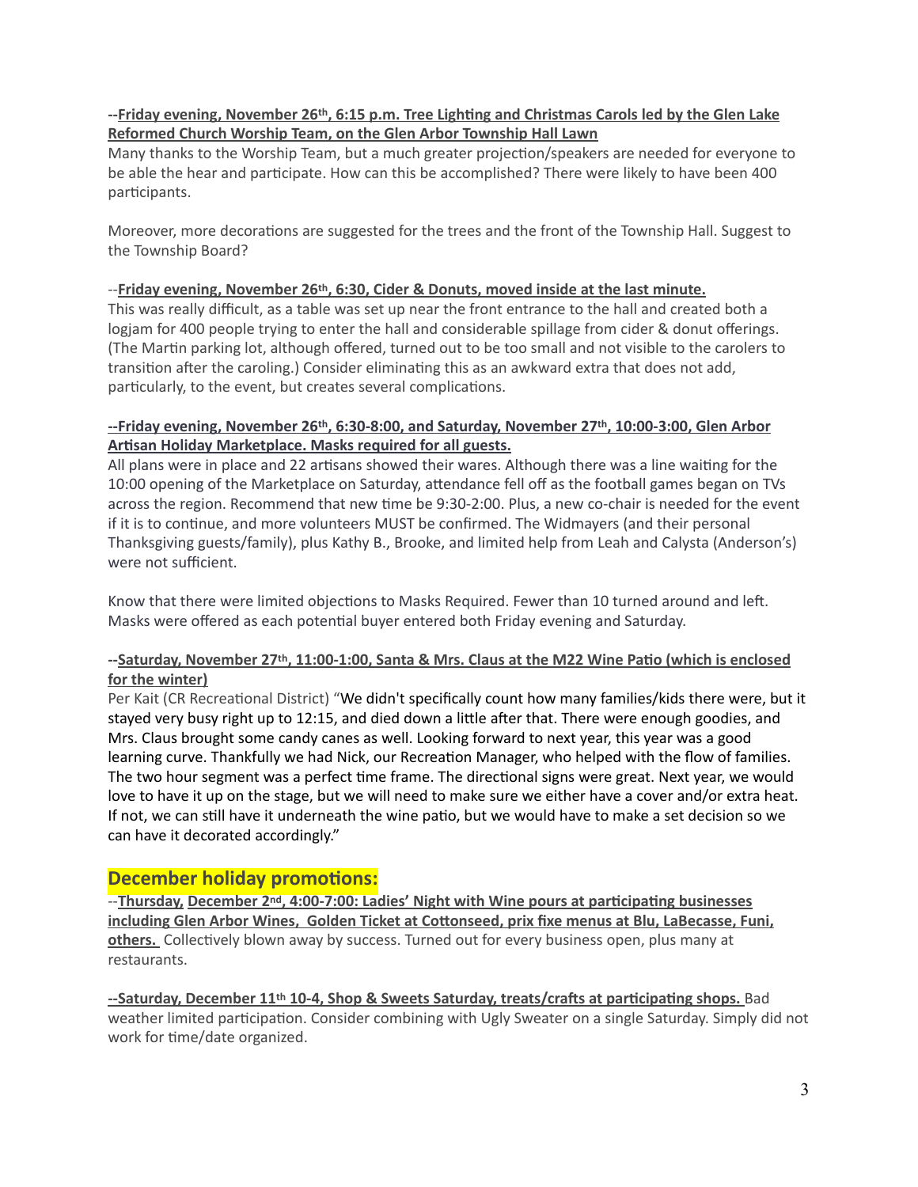**--Friday evening, November 26th, 6:15 p.m. Tree Lighting and Christmas Carols led by the Glen Lake Reformed Church Worship Team, on the Glen Arbor Township Hall Lawn**

Many thanks to the Worship Team, but a much greater projection/speakers are needed for everyone to be able the hear and participate. How can this be accomplished? There were likely to have been 400 participants.

Moreover, more decorations are suggested for the trees and the front of the Township Hall. Suggest to the Township Board?

--**Friday evening, November 26th, 6:30, Cider & Donuts, moved inside at the last minute.**

This was really difficult, as a table was set up near the front entrance to the hall and created both a logjam for 400 people trying to enter the hall and considerable spillage from cider & donut offerings. (The Martin parking lot, although offered, turned out to be too small and not visible to the carolers to transition after the caroling.) Consider eliminating this as an awkward extra that does not add, particularly, to the event, but creates several complications.

**--Friday evening, November 26th, 6:30-8:00, and Saturday, November 27th, 10:00-3:00, Glen Arbor Artisan Holiday Marketplace. Masks required for all guests.**

All plans were in place and 22 artisans showed their wares. Although there was a line waiting for the 10:00 opening of the Marketplace on Saturday, attendance fell off as the football games began on TVs across the region. Recommend that new time be 9:30-2:00. Plus, a new co-chair is needed for the event if it is to continue, and more volunteers MUST be confirmed. The Widmayers (and their personal Thanksgiving guests/family), plus Kathy B., Brooke, and limited help from Leah and Calysta (Anderson's) were not sufficient.

Know that there were limited objections to Masks Required. Fewer than 10 turned around and left. Masks were offered as each potential buyer entered both Friday evening and Saturday.

**--Saturday, November 27th, 11:00-1:00, Santa & Mrs. Claus at the M22 Wine Patio (which is enclosed for the winter)**

Per Kait (CR Recreational District) "We didn't specifically count how many families/kids there were, but it stayed very busy right up to 12:15, and died down a little after that. There were enough goodies, and Mrs. Claus brought some candy canes as well. Looking forward to next year, this year was a good learning curve. Thankfully we had Nick, our Recreation Manager, who helped with the flow of families. The two hour segment was a perfect time frame. The directional signs were great. Next year, we would love to have it up on the stage, but we will need to make sure we either have a cover and/or extra heat. If not, we can still have it underneath the wine patio, but we would have to make a set decision so we can have it decorated accordingly."

## December holiday promotions:

--**Thursday, December 2nd, 4:00-7:00: Ladies' Night with Wine pours at participating businesses including Glen Arbor Wines, Golden Ticket at Cottonseed, prix fixe menus at Blu, LaBecasse, Funi, others.** Collectively blown away by success. Turned out for every business open, plus many at restaurants.

**--Saturday, December 11th 10-4, Shop & Sweets Saturday, treats/crafts at participating shops.** Bad weather limited participation. Consider combining with Ugly Sweater on a single Saturday. Simply did not work for time/date organized.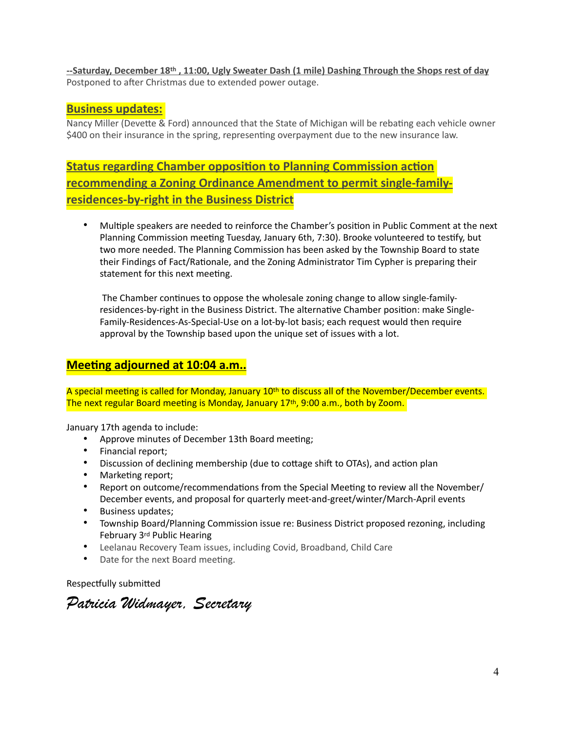**--Saturday, December 18th , 11:00, Ugly Sweater Dash (1 mile) Dashing Through the Shops rest of day**
Postponed to after Christmas due to extended power outage.

## Business updates:

Nancy Miller (Devette & Ford) announced that the State of Michigan will be rebating each vehicle owner $400 on their insurance in the spring, representing overpayment due to the new insurance law.

## Status regarding Chamber opposition to Planning Commission action recommending a Zoning Ordinance Amendment to permit single-family-residences-by-right in the Business District

- Multiple speakers are needed to reinforce the Chamber's position in Public Comment at the next Planning Commission meeting Tuesday, January 6th, 7:30). Brooke volunteered to testify, but two more needed. The Planning Commission has been asked by the Township Board to state their Findings of Fact/Rationale, and the Zoning Administrator Tim Cypher is preparing their statement for this next meeting.

  The Chamber continues to oppose the wholesale zoning change to allow single-family-residences-by-right in the Business District. The alternative Chamber position: make Single-Family-Residences-As-Special-Use on a lot-by-lot basis; each request would then require approval by the Township based upon the unique set of issues with a lot.

## Meeting adjourned at 10:04 a.m..

A special meeting is called for Monday, January 10th to discuss all of the November/December events. The next regular Board meeting is Monday, January 17th, 9:00 a.m., both by Zoom.

January 17th agenda to include:

- Approve minutes of December 13th Board meeting;
- Financial report;
- Discussion of declining membership (due to cottage shift to OTAs), and action plan
- Marketing report;
- Report on outcome/recommendations from the Special Meeting to review all the November/December events, and proposal for quarterly meet-and-greet/winter/March-April events
- Business updates;
- Township Board/Planning Commission issue re: Business District proposed rezoning, including February 3rd Public Hearing
- Leelanau Recovery Team issues, including Covid, Broadband, Child Care
- Date for the next Board meeting.

Respectfully submitted

*Patricia Widmayer, Secretary*